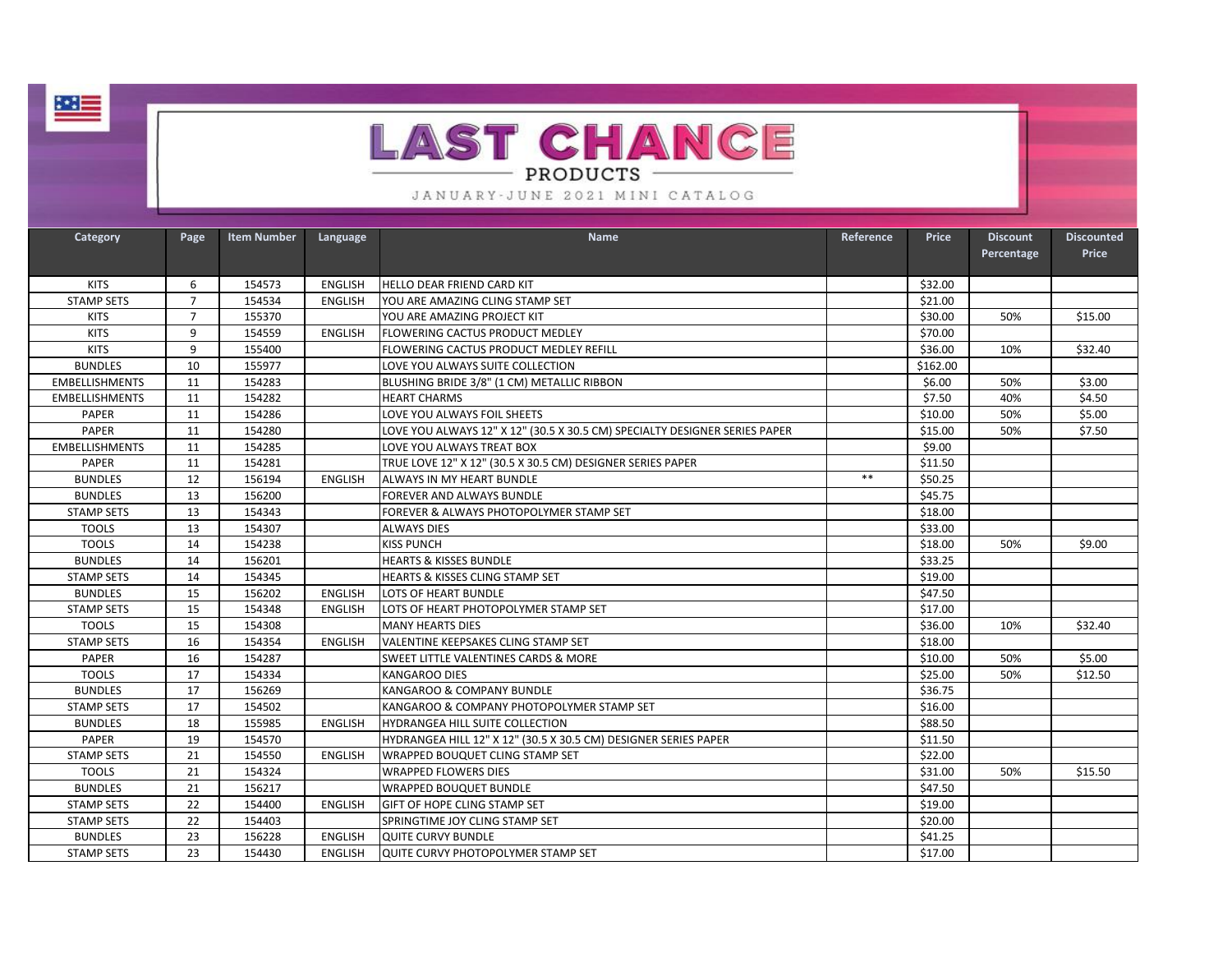# LAST CHANCE

## PRODUCTS

JANUARY-JUNE 2021 MINI CATALOG

| Category | Page | Item Number | Language | Name | Reference | Price | Discount Percentage | Discounted Price |
|---|---|---|---|---|---|---|---|---|
| KITS | 6 | 154573 | ENGLISH | HELLO DEAR FRIEND CARD KIT | | $32.00 | | |
| STAMP SETS | 7 | 154534 | ENGLISH | YOU ARE AMAZING CLING STAMP SET | | $21.00 | | |
| KITS | 7 | 155370 | | YOU ARE AMAZING PROJECT KIT | | $30.00 | 50% | $15.00 |
| KITS | 9 | 154559 | ENGLISH | FLOWERING CACTUS PRODUCT MEDLEY | | $70.00 | | |
| KITS | 9 | 155400 | | FLOWERING CACTUS PRODUCT MEDLEY REFILL | | $36.00 | 10% | $32.40 |
| BUNDLES | 10 | 155977 | | LOVE YOU ALWAYS SUITE COLLECTION | | $162.00 | | |
| EMBELLISHMENTS | 11 | 154283 | | BLUSHING BRIDE 3/8" (1 CM) METALLIC RIBBON | | $6.00 | 50% | $3.00 |
| EMBELLISHMENTS | 11 | 154282 | | HEART CHARMS | | $7.50 | 40% | $4.50 |
| PAPER | 11 | 154286 | | LOVE YOU ALWAYS FOIL SHEETS | | $10.00 | 50% | $5.00 |
| PAPER | 11 | 154280 | | LOVE YOU ALWAYS 12" X 12" (30.5 X 30.5 CM) SPECIALTY DESIGNER SERIES PAPER | | $15.00 | 50% | $7.50 |
| EMBELLISHMENTS | 11 | 154285 | | LOVE YOU ALWAYS TREAT BOX | | $9.00 | | |
| PAPER | 11 | 154281 | | TRUE LOVE 12" X 12" (30.5 X 30.5 CM) DESIGNER SERIES PAPER | | $11.50 | | |
| BUNDLES | 12 | 156194 | ENGLISH | ALWAYS IN MY HEART BUNDLE | ** | $50.25 | | |
| BUNDLES | 13 | 156200 | | FOREVER AND ALWAYS BUNDLE | | $45.75 | | |
| STAMP SETS | 13 | 154343 | | FOREVER & ALWAYS PHOTOPOLYMER STAMP SET | | $18.00 | | |
| TOOLS | 13 | 154307 | | ALWAYS DIES | | $33.00 | | |
| TOOLS | 14 | 154238 | | KISS PUNCH | | $18.00 | 50% | $9.00 |
| BUNDLES | 14 | 156201 | | HEARTS & KISSES BUNDLE | | $33.25 | | |
| STAMP SETS | 14 | 154345 | | HEARTS & KISSES CLING STAMP SET | | $19.00 | | |
| BUNDLES | 15 | 156202 | ENGLISH | LOTS OF HEART BUNDLE | | $47.50 | | |
| STAMP SETS | 15 | 154348 | ENGLISH | LOTS OF HEART PHOTOPOLYMER STAMP SET | | $17.00 | | |
| TOOLS | 15 | 154308 | | MANY HEARTS DIES | | $36.00 | 10% | $32.40 |
| STAMP SETS | 16 | 154354 | ENGLISH | VALENTINE KEEPSAKES CLING STAMP SET | | $18.00 | | |
| PAPER | 16 | 154287 | | SWEET LITTLE VALENTINES CARDS & MORE | | $10.00 | 50% | $5.00 |
| TOOLS | 17 | 154334 | | KANGAROO DIES | | $25.00 | 50% | $12.50 |
| BUNDLES | 17 | 156269 | | KANGAROO & COMPANY BUNDLE | | $36.75 | | |
| STAMP SETS | 17 | 154502 | | KANGAROO & COMPANY PHOTOPOLYMER STAMP SET | | $16.00 | | |
| BUNDLES | 18 | 155985 | ENGLISH | HYDRANGEA HILL SUITE COLLECTION | | $88.50 | | |
| PAPER | 19 | 154570 | | HYDRANGEA HILL 12" X 12" (30.5 X 30.5 CM) DESIGNER SERIES PAPER | | $11.50 | | |
| STAMP SETS | 21 | 154550 | ENGLISH | WRAPPED BOUQUET CLING STAMP SET | | $22.00 | | |
| TOOLS | 21 | 154324 | | WRAPPED FLOWERS DIES | | $31.00 | 50% | $15.50 |
| BUNDLES | 21 | 156217 | | WRAPPED BOUQUET BUNDLE | | $47.50 | | |
| STAMP SETS | 22 | 154400 | ENGLISH | GIFT OF HOPE CLING STAMP SET | | $19.00 | | |
| STAMP SETS | 22 | 154403 | | SPRINGTIME JOY CLING STAMP SET | | $20.00 | | |
| BUNDLES | 23 | 156228 | ENGLISH | QUITE CURVY BUNDLE | | $41.25 | | |
| STAMP SETS | 23 | 154430 | ENGLISH | QUITE CURVY PHOTOPOLYMER STAMP SET | | $17.00 | | |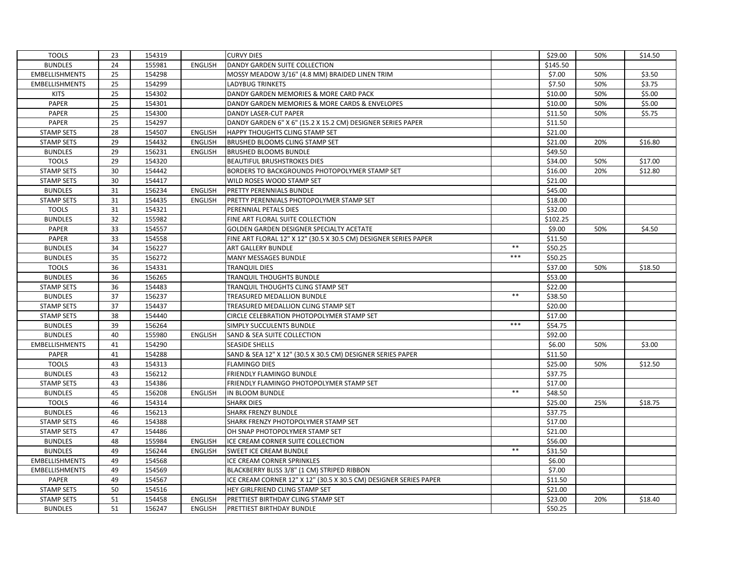| | | | | | | | | |
|---|---|---|---|---|---|---|---|---|
| TOOLS | 23 | 154319 | | CURVY DIES | | $29.00 | 50% | $14.50 |
| BUNDLES | 24 | 155981 | ENGLISH | DANDY GARDEN SUITE COLLECTION | | $145.50 | | |
| EMBELLISHMENTS | 25 | 154298 | | MOSSY MEADOW 3/16" (4.8 MM) BRAIDED LINEN TRIM | | $7.00 | 50% | $3.50 |
| EMBELLISHMENTS | 25 | 154299 | | LADYBUG TRINKETS | | $7.50 | 50% | $3.75 |
| KITS | 25 | 154302 | | DANDY GARDEN MEMORIES & MORE CARD PACK | | $10.00 | 50% | $5.00 |
| PAPER | 25 | 154301 | | DANDY GARDEN MEMORIES & MORE CARDS & ENVELOPES | | $10.00 | 50% | $5.00 |
| PAPER | 25 | 154300 | | DANDY LASER-CUT PAPER | | $11.50 | 50% | $5.75 |
| PAPER | 25 | 154297 | | DANDY GARDEN 6" X 6" (15.2 X 15.2 CM) DESIGNER SERIES PAPER | | $11.50 | | |
| STAMP SETS | 28 | 154507 | ENGLISH | HAPPY THOUGHTS CLING STAMP SET | | $21.00 | | |
| STAMP SETS | 29 | 154432 | ENGLISH | BRUSHED BLOOMS CLING STAMP SET | | $21.00 | 20% | $16.80 |
| BUNDLES | 29 | 156231 | ENGLISH | BRUSHED BLOOMS BUNDLE | | $49.50 | | |
| TOOLS | 29 | 154320 | | BEAUTIFUL BRUSHSTROKES DIES | | $34.00 | 50% | $17.00 |
| STAMP SETS | 30 | 154442 | | BORDERS TO BACKGROUNDS PHOTOPOLYMER STAMP SET | | $16.00 | 20% | $12.80 |
| STAMP SETS | 30 | 154417 | | WILD ROSES WOOD STAMP SET | | $21.00 | | |
| BUNDLES | 31 | 156234 | ENGLISH | PRETTY PERENNIALS BUNDLE | | $45.00 | | |
| STAMP SETS | 31 | 154435 | ENGLISH | PRETTY PERENNIALS PHOTOPOLYMER STAMP SET | | $18.00 | | |
| TOOLS | 31 | 154321 | | PERENNIAL PETALS DIES | | $32.00 | | |
| BUNDLES | 32 | 155982 | | FINE ART FLORAL SUITE COLLECTION | | $102.25 | | |
| PAPER | 33 | 154557 | | GOLDEN GARDEN DESIGNER SPECIALTY ACETATE | | $9.00 | 50% | $4.50 |
| PAPER | 33 | 154558 | | FINE ART FLORAL 12" X 12" (30.5 X 30.5 CM) DESIGNER SERIES PAPER | | $11.50 | | |
| BUNDLES | 34 | 156227 | | ART GALLERY BUNDLE | ** | $50.25 | | |
| BUNDLES | 35 | 156272 | | MANY MESSAGES BUNDLE | *** | $50.25 | | |
| TOOLS | 36 | 154331 | | TRANQUIL DIES | | $37.00 | 50% | $18.50 |
| BUNDLES | 36 | 156265 | | TRANQUIL THOUGHTS BUNDLE | | $53.00 | | |
| STAMP SETS | 36 | 154483 | | TRANQUIL THOUGHTS CLING STAMP SET | | $22.00 | | |
| BUNDLES | 37 | 156237 | | TREASURED MEDALLION BUNDLE | ** | $38.50 | | |
| STAMP SETS | 37 | 154437 | | TREASURED MEDALLION CLING STAMP SET | | $20.00 | | |
| STAMP SETS | 38 | 154440 | | CIRCLE CELEBRATION PHOTOPOLYMER STAMP SET | | $17.00 | | |
| BUNDLES | 39 | 156264 | | SIMPLY SUCCULENTS BUNDLE | *** | $54.75 | | |
| BUNDLES | 40 | 155980 | ENGLISH | SAND & SEA SUITE COLLECTION | | $92.00 | | |
| EMBELLISHMENTS | 41 | 154290 | | SEASIDE SHELLS | | $6.00 | 50% | $3.00 |
| PAPER | 41 | 154288 | | SAND & SEA 12" X 12" (30.5 X 30.5 CM) DESIGNER SERIES PAPER | | $11.50 | | |
| TOOLS | 43 | 154313 | | FLAMINGO DIES | | $25.00 | 50% | $12.50 |
| BUNDLES | 43 | 156212 | | FRIENDLY FLAMINGO BUNDLE | | $37.75 | | |
| STAMP SETS | 43 | 154386 | | FRIENDLY FLAMINGO PHOTOPOLYMER STAMP SET | | $17.00 | | |
| BUNDLES | 45 | 156208 | ENGLISH | IN BLOOM BUNDLE | ** | $48.50 | | |
| TOOLS | 46 | 154314 | | SHARK DIES | | $25.00 | 25% | $18.75 |
| BUNDLES | 46 | 156213 | | SHARK FRENZY BUNDLE | | $37.75 | | |
| STAMP SETS | 46 | 154388 | | SHARK FRENZY PHOTOPOLYMER STAMP SET | | $17.00 | | |
| STAMP SETS | 47 | 154486 | | OH SNAP PHOTOPOLYMER STAMP SET | | $21.00 | | |
| BUNDLES | 48 | 155984 | ENGLISH | ICE CREAM CORNER SUITE COLLECTION | | $56.00 | | |
| BUNDLES | 49 | 156244 | ENGLISH | SWEET ICE CREAM BUNDLE | ** | $31.50 | | |
| EMBELLISHMENTS | 49 | 154568 | | ICE CREAM CORNER SPRINKLES | | $6.00 | | |
| EMBELLISHMENTS | 49 | 154569 | | BLACKBERRY BLISS 3/8" (1 CM) STRIPED RIBBON | | $7.00 | | |
| PAPER | 49 | 154567 | | ICE CREAM CORNER 12" X 12" (30.5 X 30.5 CM) DESIGNER SERIES PAPER | | $11.50 | | |
| STAMP SETS | 50 | 154516 | | HEY GIRLFRIEND CLING STAMP SET | | $21.00 | | |
| STAMP SETS | 51 | 154458 | ENGLISH | PRETTIEST BIRTHDAY CLING STAMP SET | | $23.00 | 20% | $18.40 |
| BUNDLES | 51 | 156247 | ENGLISH | PRETTIEST BIRTHDAY BUNDLE | | $50.25 | | |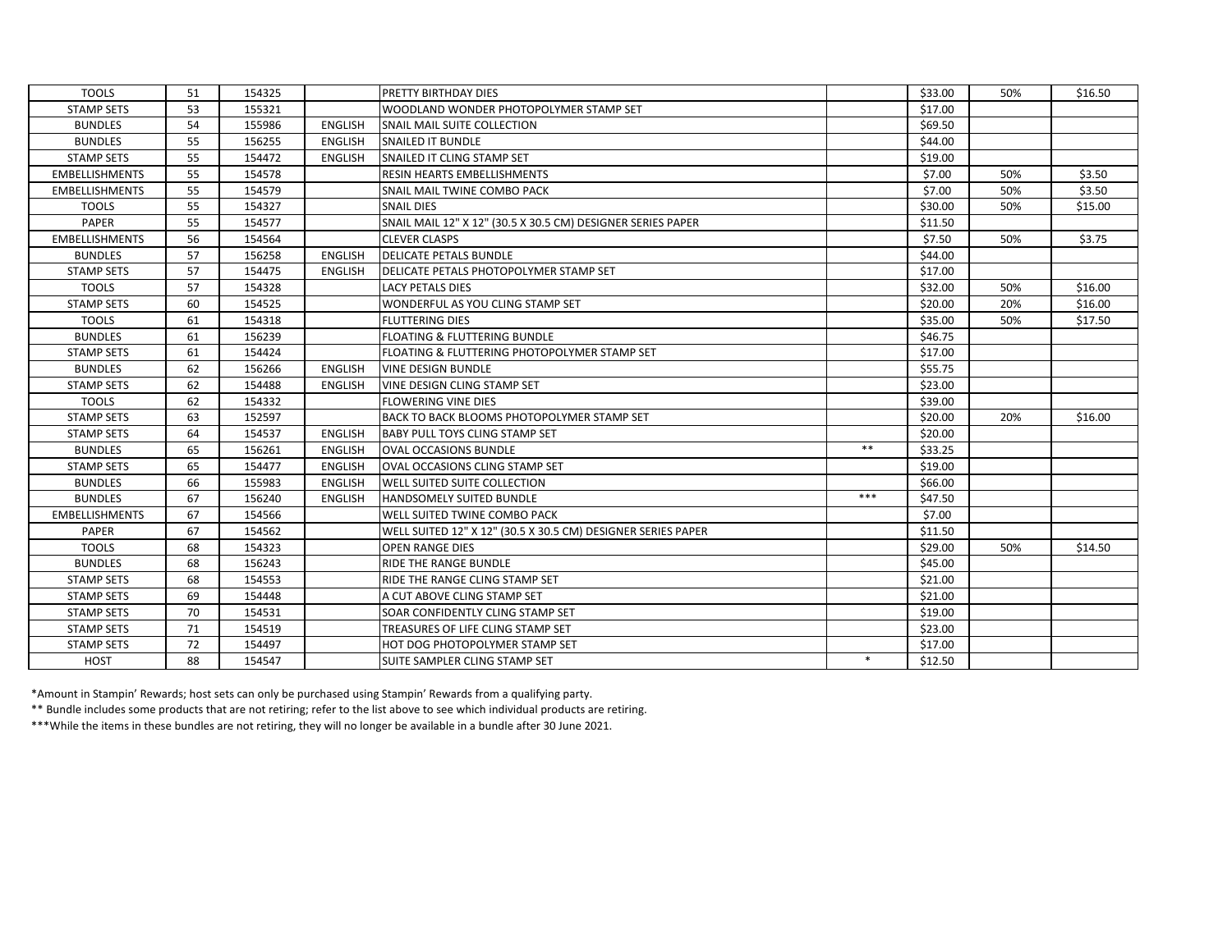| | | | | | | | | |
|---|---|---|---|---|---|---|---|---|
| TOOLS | 51 | 154325 | | PRETTY BIRTHDAY DIES | | $33.00 | 50% | $16.50 |
| STAMP SETS | 53 | 155321 | | WOODLAND WONDER PHOTOPOLYMER STAMP SET | | $17.00 | | |
| BUNDLES | 54 | 155986 | ENGLISH | SNAIL MAIL SUITE COLLECTION | | $69.50 | | |
| BUNDLES | 55 | 156255 | ENGLISH | SNAILED IT BUNDLE | | $44.00 | | |
| STAMP SETS | 55 | 154472 | ENGLISH | SNAILED IT CLING STAMP SET | | $19.00 | | |
| EMBELLISHMENTS | 55 | 154578 | | RESIN HEARTS EMBELLISHMENTS | | $7.00 | 50% | $3.50 |
| EMBELLISHMENTS | 55 | 154579 | | SNAIL MAIL TWINE COMBO PACK | | $7.00 | 50% | $3.50 |
| TOOLS | 55 | 154327 | | SNAIL DIES | | $30.00 | 50% | $15.00 |
| PAPER | 55 | 154577 | | SNAIL MAIL 12" X 12" (30.5 X 30.5 CM) DESIGNER SERIES PAPER | | $11.50 | | |
| EMBELLISHMENTS | 56 | 154564 | | CLEVER CLASPS | | $7.50 | 50% | $3.75 |
| BUNDLES | 57 | 156258 | ENGLISH | DELICATE PETALS BUNDLE | | $44.00 | | |
| STAMP SETS | 57 | 154475 | ENGLISH | DELICATE PETALS PHOTOPOLYMER STAMP SET | | $17.00 | | |
| TOOLS | 57 | 154328 | | LACY PETALS DIES | | $32.00 | 50% | $16.00 |
| STAMP SETS | 60 | 154525 | | WONDERFUL AS YOU CLING STAMP SET | | $20.00 | 20% | $16.00 |
| TOOLS | 61 | 154318 | | FLUTTERING DIES | | $35.00 | 50% | $17.50 |
| BUNDLES | 61 | 156239 | | FLOATING & FLUTTERING BUNDLE | | $46.75 | | |
| STAMP SETS | 61 | 154424 | | FLOATING & FLUTTERING PHOTOPOLYMER STAMP SET | | $17.00 | | |
| BUNDLES | 62 | 156266 | ENGLISH | VINE DESIGN BUNDLE | | $55.75 | | |
| STAMP SETS | 62 | 154488 | ENGLISH | VINE DESIGN CLING STAMP SET | | $23.00 | | |
| TOOLS | 62 | 154332 | | FLOWERING VINE DIES | | $39.00 | | |
| STAMP SETS | 63 | 152597 | | BACK TO BACK BLOOMS PHOTOPOLYMER STAMP SET | | $20.00 | 20% | $16.00 |
| STAMP SETS | 64 | 154537 | ENGLISH | BABY PULL TOYS CLING STAMP SET | | $20.00 | | |
| BUNDLES | 65 | 156261 | ENGLISH | OVAL OCCASIONS BUNDLE | ** | $33.25 | | |
| STAMP SETS | 65 | 154477 | ENGLISH | OVAL OCCASIONS CLING STAMP SET | | $19.00 | | |
| BUNDLES | 66 | 155983 | ENGLISH | WELL SUITED SUITE COLLECTION | | $66.00 | | |
| BUNDLES | 67 | 156240 | ENGLISH | HANDSOMELY SUITED BUNDLE | *** | $47.50 | | |
| EMBELLISHMENTS | 67 | 154566 | | WELL SUITED TWINE COMBO PACK | | $7.00 | | |
| PAPER | 67 | 154562 | | WELL SUITED 12" X 12" (30.5 X 30.5 CM) DESIGNER SERIES PAPER | | $11.50 | | |
| TOOLS | 68 | 154323 | | OPEN RANGE DIES | | $29.00 | 50% | $14.50 |
| BUNDLES | 68 | 156243 | | RIDE THE RANGE BUNDLE | | $45.00 | | |
| STAMP SETS | 68 | 154553 | | RIDE THE RANGE CLING STAMP SET | | $21.00 | | |
| STAMP SETS | 69 | 154448 | | A CUT ABOVE CLING STAMP SET | | $21.00 | | |
| STAMP SETS | 70 | 154531 | | SOAR CONFIDENTLY CLING STAMP SET | | $19.00 | | |
| STAMP SETS | 71 | 154519 | | TREASURES OF LIFE CLING STAMP SET | | $23.00 | | |
| STAMP SETS | 72 | 154497 | | HOT DOG PHOTOPOLYMER STAMP SET | | $17.00 | | |
| HOST | 88 | 154547 | | SUITE SAMPLER CLING STAMP SET | * | $12.50 | | |

*Amount in Stampin' Rewards; host sets can only be purchased using Stampin' Rewards from a qualifying party.

** Bundle includes some products that are not retiring; refer to the list above to see which individual products are retiring.

***While the items in these bundles are not retiring, they will no longer be available in a bundle after 30 June 2021.